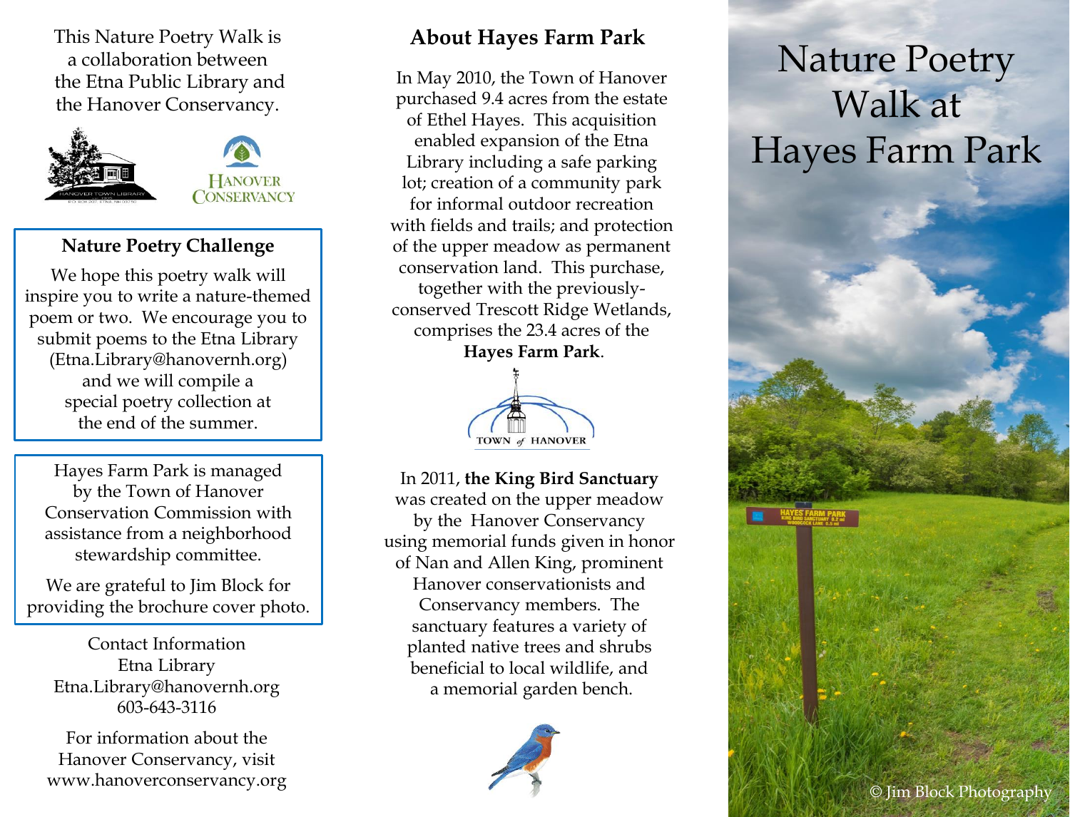This Nature Poetry Walk is a collaboration between the Etna Public Library and the Hanover Conservancy.

## Nature Poetry Challenge

We hope this poetry walk will inspire you to write a nature-themed poem or two. We encourage you to submit poems to the Etna Library (Etna.Library@hanovernh.org) and we will compile a special poetry collection at the end of the summer.

Hayes Farm Park is managed by the Town of Hanover Conservation Commission with assistance from a neighborhood stewardship committee.

We are grateful to Jim Block for providing the brochure cover photo.

Contact Information
Etna Library
Etna.Library@hanovernh.org
603-643-3116

For information about the Hanover Conservancy, visit www.hanoverconservancy.org

## About Hayes Farm Park

In May 2010, the Town of Hanover purchased 9.4 acres from the estate of Ethel Hayes. This acquisition enabled expansion of the Etna Library including a safe parking lot; creation of a community park for informal outdoor recreation with fields and trails; and protection of the upper meadow as permanent conservation land. This purchase, together with the previously-conserved Trescott Ridge Wetlands, comprises the 23.4 acres of the **Hayes Farm Park**.

In 2011, **the King Bird Sanctuary** was created on the upper meadow by the Hanover Conservancy using memorial funds given in honor of Nan and Allen King, prominent Hanover conservationists and Conservancy members. The sanctuary features a variety of planted native trees and shrubs beneficial to local wildlife, and a memorial garden bench.

# Nature Poetry Walk at Hayes Farm Park

© Jim Block Photography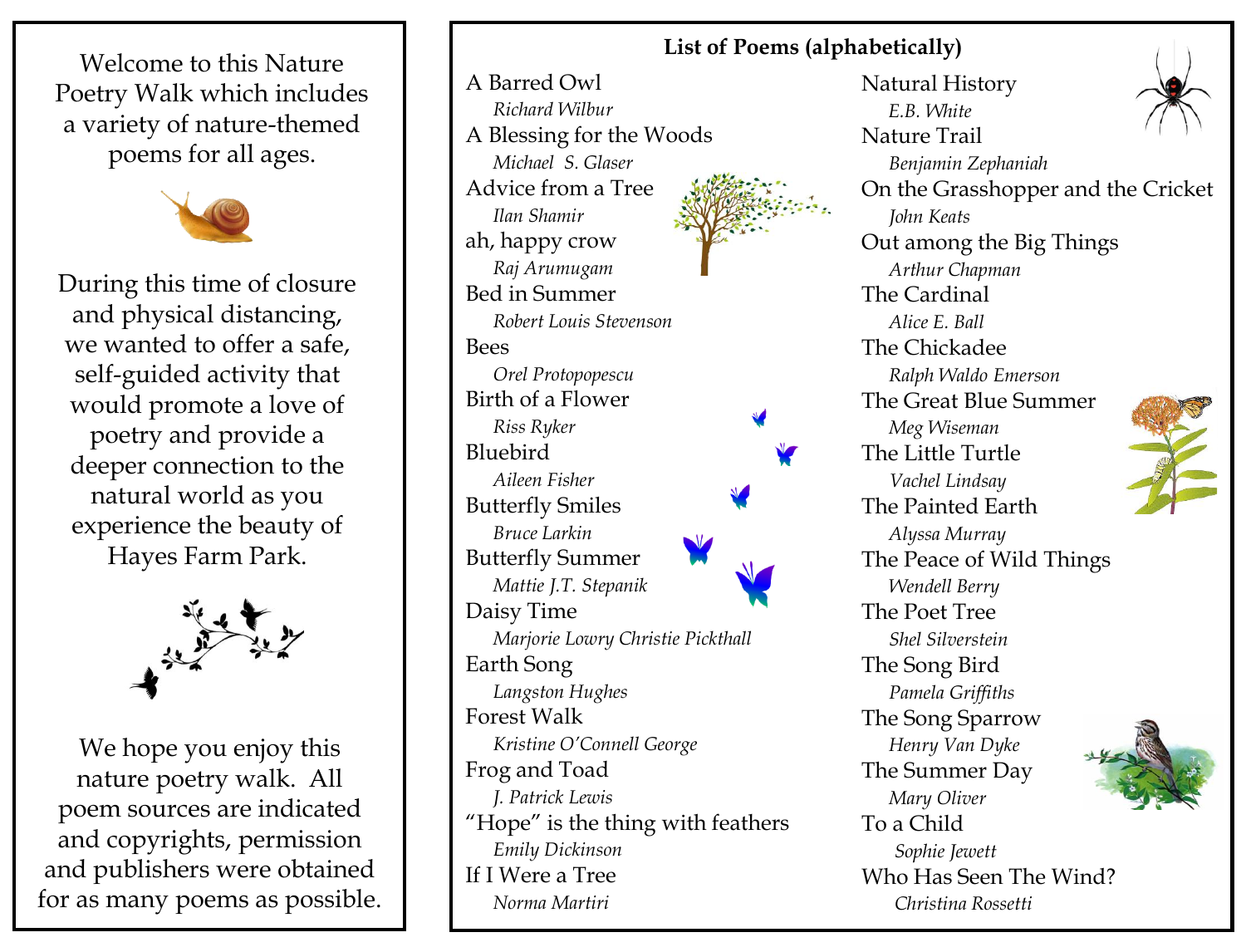Welcome to this Nature Poetry Walk which includes a variety of nature-themed poems for all ages.

During this time of closure and physical distancing, we wanted to offer a safe, self-guided activity that would promote a love of poetry and provide a deeper connection to the natural world as you experience the beauty of Hayes Farm Park.

We hope you enjoy this nature poetry walk. All poem sources are indicated and copyrights, permission and publishers were obtained for as many poems as possible.

## List of Poems (alphabetically)

A Barred Owl
*Richard Wilbur*

A Blessing for the Woods
*Michael S. Glaser*

Advice from a Tree
*Ilan Shamir*

ah, happy crow
*Raj Arumugam*

Bed in Summer
*Robert Louis Stevenson*

Bees
*Orel Protopopescu*

Birth of a Flower
*Riss Ryker*

Bluebird
*Aileen Fisher*

Butterfly Smiles
*Bruce Larkin*

Butterfly Summer
*Mattie J.T. Stepanik*

Daisy Time
*Marjorie Lowry Christie Pickthall*

Earth Song
*Langston Hughes*

Forest Walk
*Kristine O'Connell George*

Frog and Toad
*J. Patrick Lewis*

"Hope" is the thing with feathers
*Emily Dickinson*

If I Were a Tree
*Norma Martiri*

Natural History
*E.B. White*

Nature Trail
*Benjamin Zephaniah*

On the Grasshopper and the Cricket
*John Keats*

Out among the Big Things
*Arthur Chapman*

The Cardinal
*Alice E. Ball*

The Chickadee
*Ralph Waldo Emerson*

The Great Blue Summer
*Meg Wiseman*

The Little Turtle
*Vachel Lindsay*

The Painted Earth
*Alyssa Murray*

The Peace of Wild Things
*Wendell Berry*

The Poet Tree
*Shel Silverstein*

The Song Bird
*Pamela Griffiths*

The Song Sparrow
*Henry Van Dyke*

The Summer Day
*Mary Oliver*

To a Child
*Sophie Jewett*

Who Has Seen The Wind?
*Christina Rossetti*